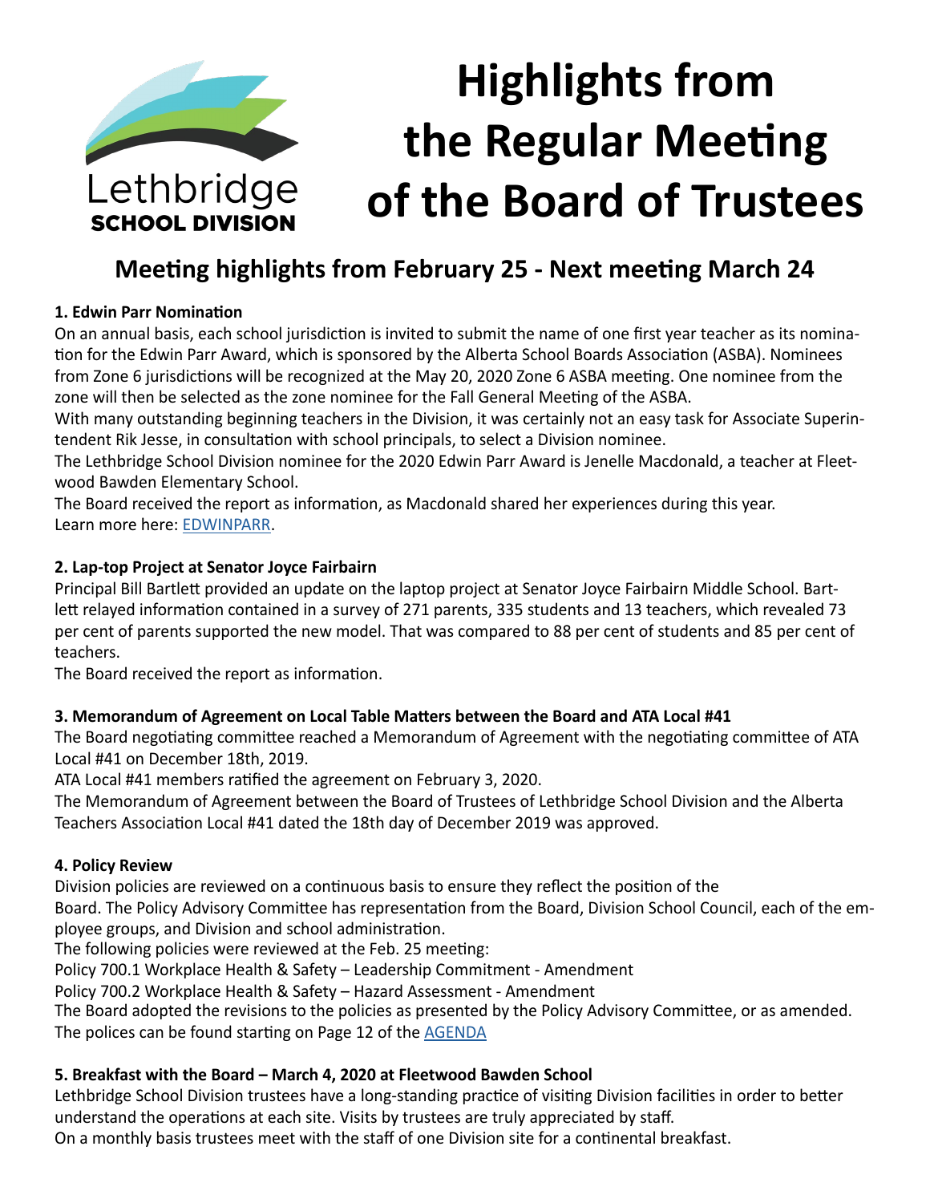Lethbridge SCHOOL DIVISION

# Highlights from the Regular Meeting of the Board of Trustees

## Meeting highlights from February 25 - Next meeting March 24

**1. Edwin Parr Nomination**

On an annual basis, each school jurisdiction is invited to submit the name of one first year teacher as its nomination for the Edwin Parr Award, which is sponsored by the Alberta School Boards Association (ASBA). Nominees from Zone 6 jurisdictions will be recognized at the May 20, 2020 Zone 6 ASBA meeting. One nominee from the zone will then be selected as the zone nominee for the Fall General Meeting of the ASBA.

With many outstanding beginning teachers in the Division, it was certainly not an easy task for Associate Superintendent Rik Jesse, in consultation with school principals, to select a Division nominee.

The Lethbridge School Division nominee for the 2020 Edwin Parr Award is Jenelle Macdonald, a teacher at Fleetwood Bawden Elementary School.

The Board received the report as information, as Macdonald shared her experiences during this year.

Learn more here: EDWINPARR.

**2. Lap-top Project at Senator Joyce Fairbairn**

Principal Bill Bartlett provided an update on the laptop project at Senator Joyce Fairbairn Middle School. Bartlett relayed information contained in a survey of 271 parents, 335 students and 13 teachers, which revealed 73 per cent of parents supported the new model. That was compared to 88 per cent of students and 85 per cent of teachers.

The Board received the report as information.

**3. Memorandum of Agreement on Local Table Matters between the Board and ATA Local #41**

The Board negotiating committee reached a Memorandum of Agreement with the negotiating committee of ATA Local #41 on December 18th, 2019.

ATA Local #41 members ratified the agreement on February 3, 2020.

The Memorandum of Agreement between the Board of Trustees of Lethbridge School Division and the Alberta Teachers Association Local #41 dated the 18th day of December 2019 was approved.

**4. Policy Review**

Division policies are reviewed on a continuous basis to ensure they reflect the position of the Board. The Policy Advisory Committee has representation from the Board, Division School Council, each of the employee groups, and Division and school administration.

The following policies were reviewed at the Feb. 25 meeting:

Policy 700.1 Workplace Health & Safety – Leadership Commitment - Amendment

Policy 700.2 Workplace Health & Safety – Hazard Assessment - Amendment

The Board adopted the revisions to the policies as presented by the Policy Advisory Committee, or as amended.

The polices can be found starting on Page 12 of the AGENDA

**5. Breakfast with the Board – March 4, 2020 at Fleetwood Bawden School**

Lethbridge School Division trustees have a long-standing practice of visiting Division facilities in order to better understand the operations at each site. Visits by trustees are truly appreciated by staff.

On a monthly basis trustees meet with the staff of one Division site for a continental breakfast.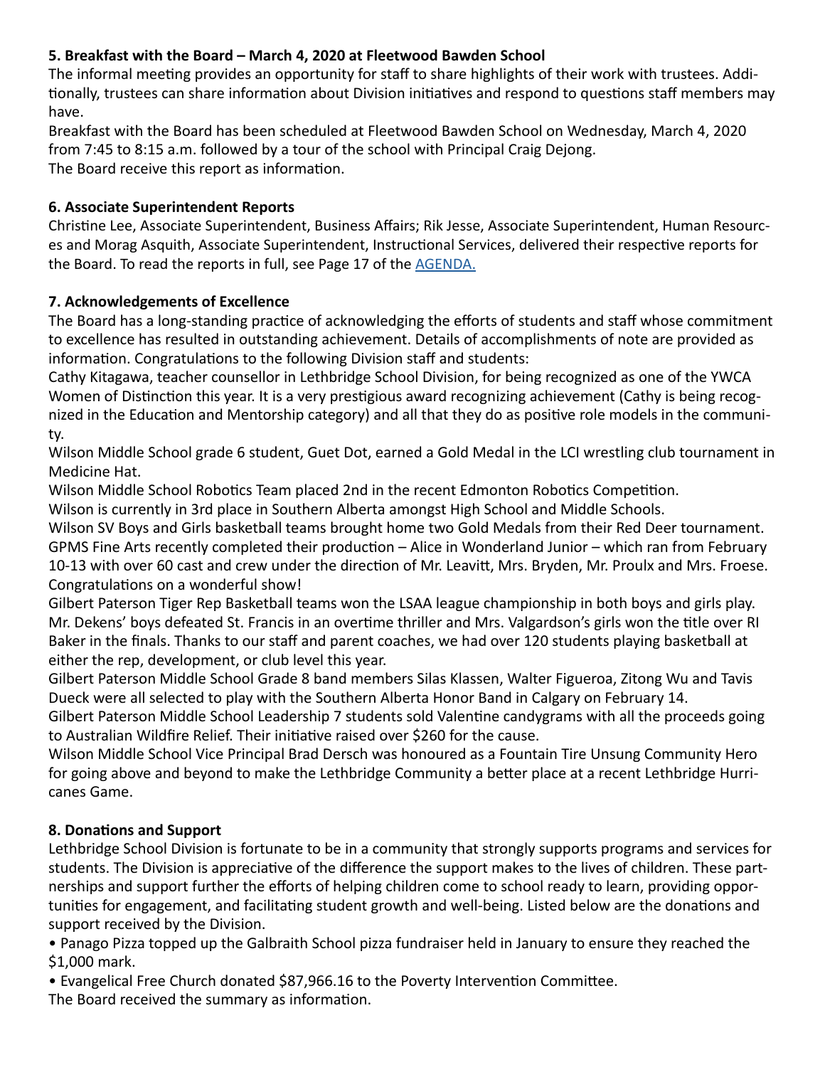**5. Breakfast with the Board – March 4, 2020 at Fleetwood Bawden School**

The informal meeting provides an opportunity for staff to share highlights of their work with trustees. Additionally, trustees can share information about Division initiatives and respond to questions staff members may have.

Breakfast with the Board has been scheduled at Fleetwood Bawden School on Wednesday, March 4, 2020 from 7:45 to 8:15 a.m. followed by a tour of the school with Principal Craig Dejong.

The Board receive this report as information.

**6. Associate Superintendent Reports**

Christine Lee, Associate Superintendent, Business Affairs; Rik Jesse, Associate Superintendent, Human Resources and Morag Asquith, Associate Superintendent, Instructional Services, delivered their respective reports for the Board. To read the reports in full, see Page 17 of the AGENDA.

**7. Acknowledgements of Excellence**

The Board has a long-standing practice of acknowledging the efforts of students and staff whose commitment to excellence has resulted in outstanding achievement. Details of accomplishments of note are provided as information. Congratulations to the following Division staff and students:

Cathy Kitagawa, teacher counsellor in Lethbridge School Division, for being recognized as one of the YWCA Women of Distinction this year. It is a very prestigious award recognizing achievement (Cathy is being recognized in the Education and Mentorship category) and all that they do as positive role models in the community.

Wilson Middle School grade 6 student, Guet Dot, earned a Gold Medal in the LCI wrestling club tournament in Medicine Hat.

Wilson Middle School Robotics Team placed 2nd in the recent Edmonton Robotics Competition.

Wilson is currently in 3rd place in Southern Alberta amongst High School and Middle Schools.

Wilson SV Boys and Girls basketball teams brought home two Gold Medals from their Red Deer tournament.

GPMS Fine Arts recently completed their production – Alice in Wonderland Junior – which ran from February 10-13 with over 60 cast and crew under the direction of Mr. Leavitt, Mrs. Bryden, Mr. Proulx and Mrs. Froese. Congratulations on a wonderful show!

Gilbert Paterson Tiger Rep Basketball teams won the LSAA league championship in both boys and girls play. Mr. Dekens' boys defeated St. Francis in an overtime thriller and Mrs. Valgardson's girls won the title over RI Baker in the finals. Thanks to our staff and parent coaches, we had over 120 students playing basketball at either the rep, development, or club level this year.

Gilbert Paterson Middle School Grade 8 band members Silas Klassen, Walter Figueroa, Zitong Wu and Tavis Dueck were all selected to play with the Southern Alberta Honor Band in Calgary on February 14.

Gilbert Paterson Middle School Leadership 7 students sold Valentine candygrams with all the proceeds going to Australian Wildfire Relief. Their initiative raised over $260 for the cause.

Wilson Middle School Vice Principal Brad Dersch was honoured as a Fountain Tire Unsung Community Hero for going above and beyond to make the Lethbridge Community a better place at a recent Lethbridge Hurricanes Game.

**8. Donations and Support**

Lethbridge School Division is fortunate to be in a community that strongly supports programs and services for students. The Division is appreciative of the difference the support makes to the lives of children. These partnerships and support further the efforts of helping children come to school ready to learn, providing opportunities for engagement, and facilitating student growth and well-being. Listed below are the donations and support received by the Division.

- Panago Pizza topped up the Galbraith School pizza fundraiser held in January to ensure they reached the $1,000 mark.
- Evangelical Free Church donated $87,966.16 to the Poverty Intervention Committee.

The Board received the summary as information.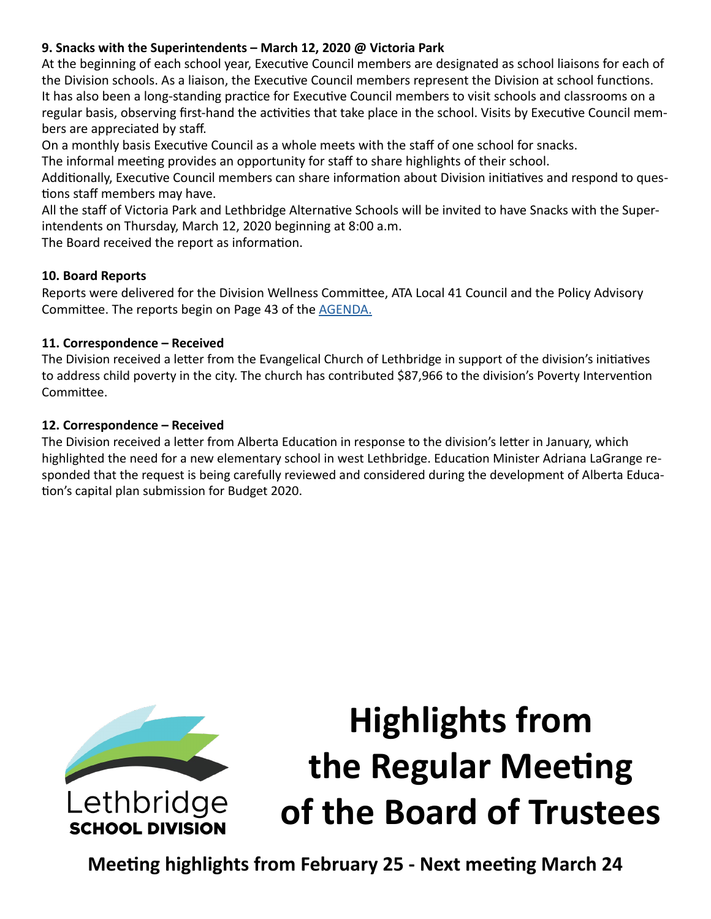**9. Snacks with the Superintendents – March 12, 2020 @ Victoria Park**

At the beginning of each school year, Executive Council members are designated as school liaisons for each of the Division schools. As a liaison, the Executive Council members represent the Division at school functions. It has also been a long-standing practice for Executive Council members to visit schools and classrooms on a regular basis, observing first-hand the activities that take place in the school. Visits by Executive Council members are appreciated by staff.

On a monthly basis Executive Council as a whole meets with the staff of one school for snacks.

The informal meeting provides an opportunity for staff to share highlights of their school.

Additionally, Executive Council members can share information about Division initiatives and respond to questions staff members may have.

All the staff of Victoria Park and Lethbridge Alternative Schools will be invited to have Snacks with the Superintendents on Thursday, March 12, 2020 beginning at 8:00 a.m.

The Board received the report as information.

**10. Board Reports**

Reports were delivered for the Division Wellness Committee, ATA Local 41 Council and the Policy Advisory Committee. The reports begin on Page 43 of the AGENDA.

**11. Correspondence – Received**

The Division received a letter from the Evangelical Church of Lethbridge in support of the division's initiatives to address child poverty in the city. The church has contributed $87,966 to the division's Poverty Intervention Committee.

**12. Correspondence – Received**

The Division received a letter from Alberta Education in response to the division's letter in January, which highlighted the need for a new elementary school in west Lethbridge. Education Minister Adriana LaGrange responded that the request is being carefully reviewed and considered during the development of Alberta Education's capital plan submission for Budget 2020.

Lethbridge
SCHOOL DIVISION

# Highlights from the Regular Meeting of the Board of Trustees

**Meeting highlights from February 25 - Next meeting March 24**